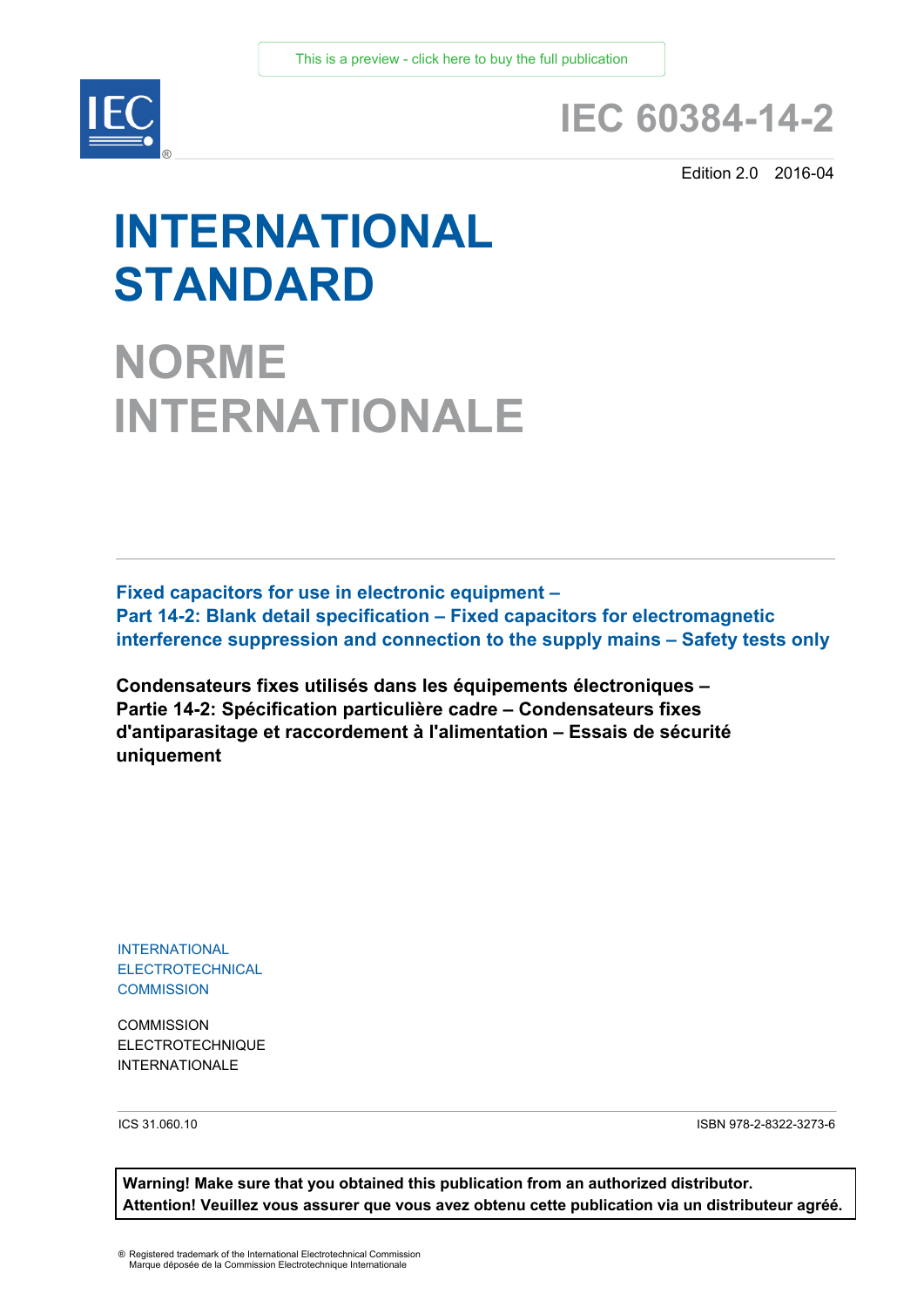This is a preview - click here to buy the full publication

# IEC 60384-14-2

Edition 2.0 2016-04

# INTERNATIONAL STANDARD

# NORME INTERNATIONALE

**Fixed capacitors for use in electronic equipment –**
**Part 14-2: Blank detail specification – Fixed capacitors for electromagnetic interference suppression and connection to the supply mains – Safety tests only**

**Condensateurs fixes utilisés dans les équipements électroniques –**
**Partie 14-2: Spécification particulière cadre – Condensateurs fixes d'antiparasitage et raccordement à l'alimentation – Essais de sécurité uniquement**

INTERNATIONAL
ELECTROTECHNICAL
COMMISSION

COMMISSION
ELECTROTECHNIQUE
INTERNATIONALE

ICS 31.060.10

ISBN 978-2-8322-3273-6

**Warning! Make sure that you obtained this publication from an authorized distributor.**
**Attention! Veuillez vous assurer que vous avez obtenu cette publication via un distributeur agréé.**

® Registered trademark of the International Electrotechnical Commission
Marque déposée de la Commission Electrotechnique Internationale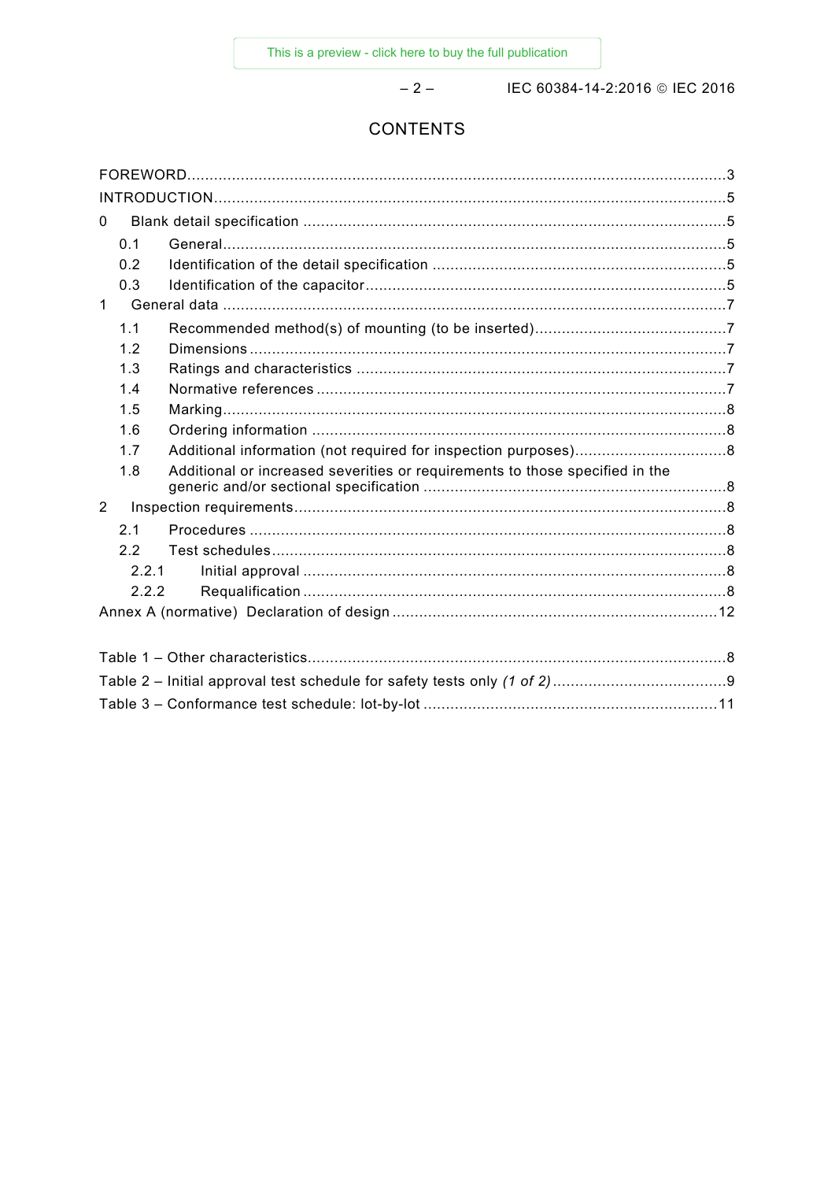# CONTENTS

FOREWORD ........................................................................................................................ 3
INTRODUCTION .................................................................................................................. 5
0 Blank detail specification ................................................................................................ 5
  0.1 General ................................................................................................................... 5
  0.2 Identification of the detail specification .................................................................. 5
  0.3 Identification of the capacitor .................................................................................. 5
1 General data ................................................................................................................... 7
  1.1 Recommended method(s) of mounting (to be inserted) ............................................ 7
  1.2 Dimensions ............................................................................................................. 7
  1.3 Ratings and characteristics ..................................................................................... 7
  1.4 Normative references ............................................................................................. 7
  1.5 Marking .................................................................................................................. 8
  1.6 Ordering information ............................................................................................... 8
  1.7 Additional information (not required for inspection purposes) .................................. 8
  1.8 Additional or increased severities or requirements to those specified in the generic and/or sectional specification .................................................................... 8
2 Inspection requirements .................................................................................................. 8
  2.1 Procedures ............................................................................................................. 8
  2.2 Test schedules ....................................................................................................... 8
    2.2.1 Initial approval ................................................................................................. 8
    2.2.2 Requalification ................................................................................................. 8
Annex A (normative) Declaration of design ........................................................................ 12

Table 1 – Other characteristics ............................................................................................. 8
Table 2 – Initial approval test schedule for safety tests only *(1 of 2)* ...................................... 9
Table 3 – Conformance test schedule: lot-by-lot ................................................................... 11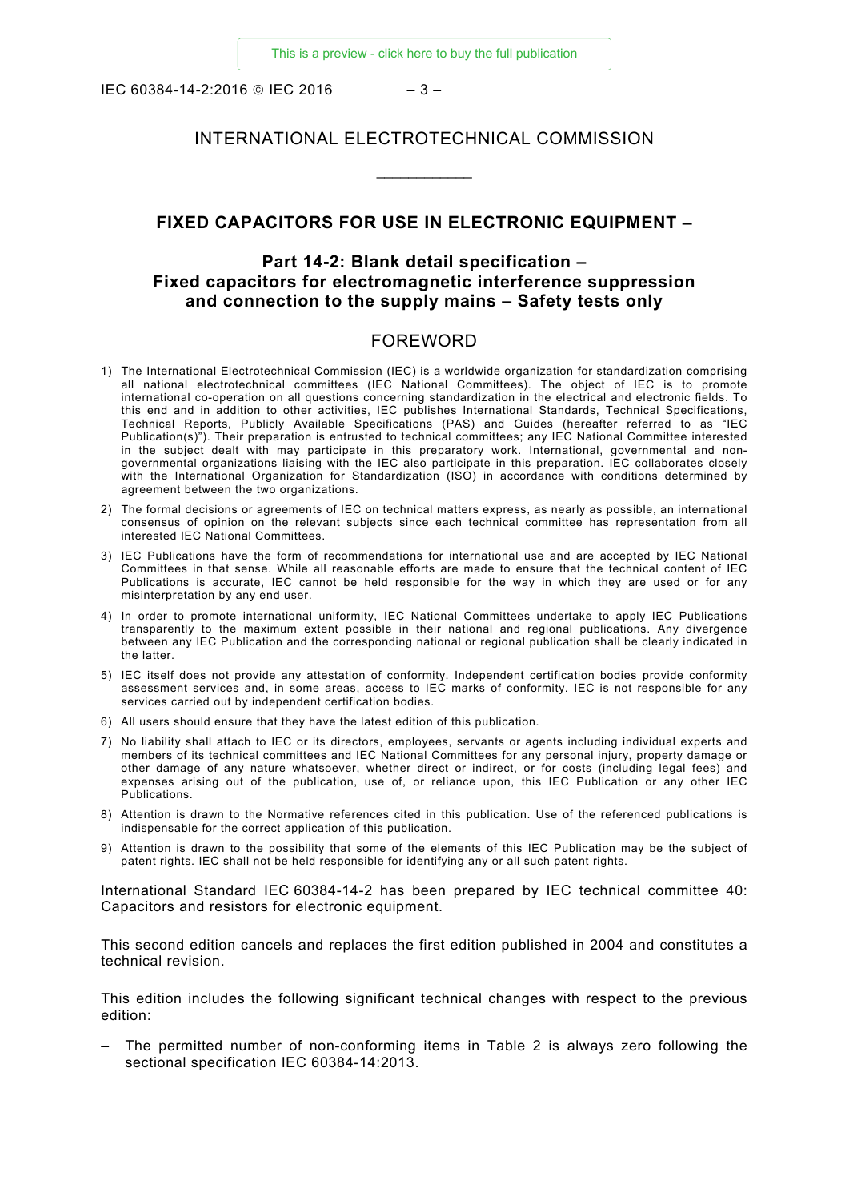# INTERNATIONAL ELECTROTECHNICAL COMMISSION

\_\_\_\_\_\_\_\_\_\_\_\_

## FIXED CAPACITORS FOR USE IN ELECTRONIC EQUIPMENT –

## Part 14-2: Blank detail specification – Fixed capacitors for electromagnetic interference suppression and connection to the supply mains – Safety tests only

## FOREWORD

1) The International Electrotechnical Commission (IEC) is a worldwide organization for standardization comprising all national electrotechnical committees (IEC National Committees). The object of IEC is to promote international co-operation on all questions concerning standardization in the electrical and electronic fields. To this end and in addition to other activities, IEC publishes International Standards, Technical Specifications, Technical Reports, Publicly Available Specifications (PAS) and Guides (hereafter referred to as "IEC Publication(s)"). Their preparation is entrusted to technical committees; any IEC National Committee interested in the subject dealt with may participate in this preparatory work. International, governmental and non-governmental organizations liaising with the IEC also participate in this preparation. IEC collaborates closely with the International Organization for Standardization (ISO) in accordance with conditions determined by agreement between the two organizations.
2) The formal decisions or agreements of IEC on technical matters express, as nearly as possible, an international consensus of opinion on the relevant subjects since each technical committee has representation from all interested IEC National Committees.
3) IEC Publications have the form of recommendations for international use and are accepted by IEC National Committees in that sense. While all reasonable efforts are made to ensure that the technical content of IEC Publications is accurate, IEC cannot be held responsible for the way in which they are used or for any misinterpretation by any end user.
4) In order to promote international uniformity, IEC National Committees undertake to apply IEC Publications transparently to the maximum extent possible in their national and regional publications. Any divergence between any IEC Publication and the corresponding national or regional publication shall be clearly indicated in the latter.
5) IEC itself does not provide any attestation of conformity. Independent certification bodies provide conformity assessment services and, in some areas, access to IEC marks of conformity. IEC is not responsible for any services carried out by independent certification bodies.
6) All users should ensure that they have the latest edition of this publication.
7) No liability shall attach to IEC or its directors, employees, servants or agents including individual experts and members of its technical committees and IEC National Committees for any personal injury, property damage or other damage of any nature whatsoever, whether direct or indirect, or for costs (including legal fees) and expenses arising out of the publication, use of, or reliance upon, this IEC Publication or any other IEC Publications.
8) Attention is drawn to the Normative references cited in this publication. Use of the referenced publications is indispensable for the correct application of this publication.
9) Attention is drawn to the possibility that some of the elements of this IEC Publication may be the subject of patent rights. IEC shall not be held responsible for identifying any or all such patent rights.

International Standard IEC 60384-14-2 has been prepared by IEC technical committee 40: Capacitors and resistors for electronic equipment.

This second edition cancels and replaces the first edition published in 2004 and constitutes a technical revision.

This edition includes the following significant technical changes with respect to the previous edition:

– The permitted number of non-conforming items in Table 2 is always zero following the sectional specification IEC 60384-14:2013.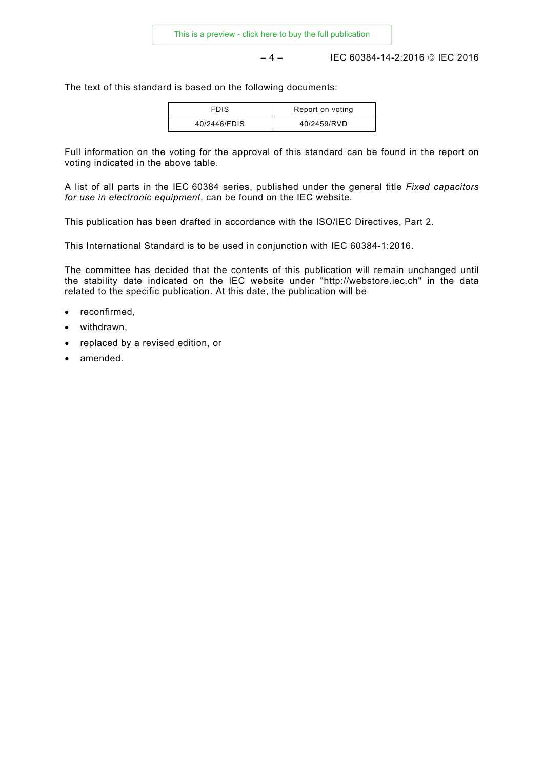The text of this standard is based on the following documents:

| FDIS | Report on voting |
| --- | --- |
| 40/2446/FDIS | 40/2459/RVD |

Full information on the voting for the approval of this standard can be found in the report on voting indicated in the above table.

A list of all parts in the IEC 60384 series, published under the general title *Fixed capacitors for use in electronic equipment*, can be found on the IEC website.

This publication has been drafted in accordance with the ISO/IEC Directives, Part 2.

This International Standard is to be used in conjunction with IEC 60384-1:2016.

The committee has decided that the contents of this publication will remain unchanged until the stability date indicated on the IEC website under "http://webstore.iec.ch" in the data related to the specific publication. At this date, the publication will be

- reconfirmed,
- withdrawn,
- replaced by a revised edition, or
- amended.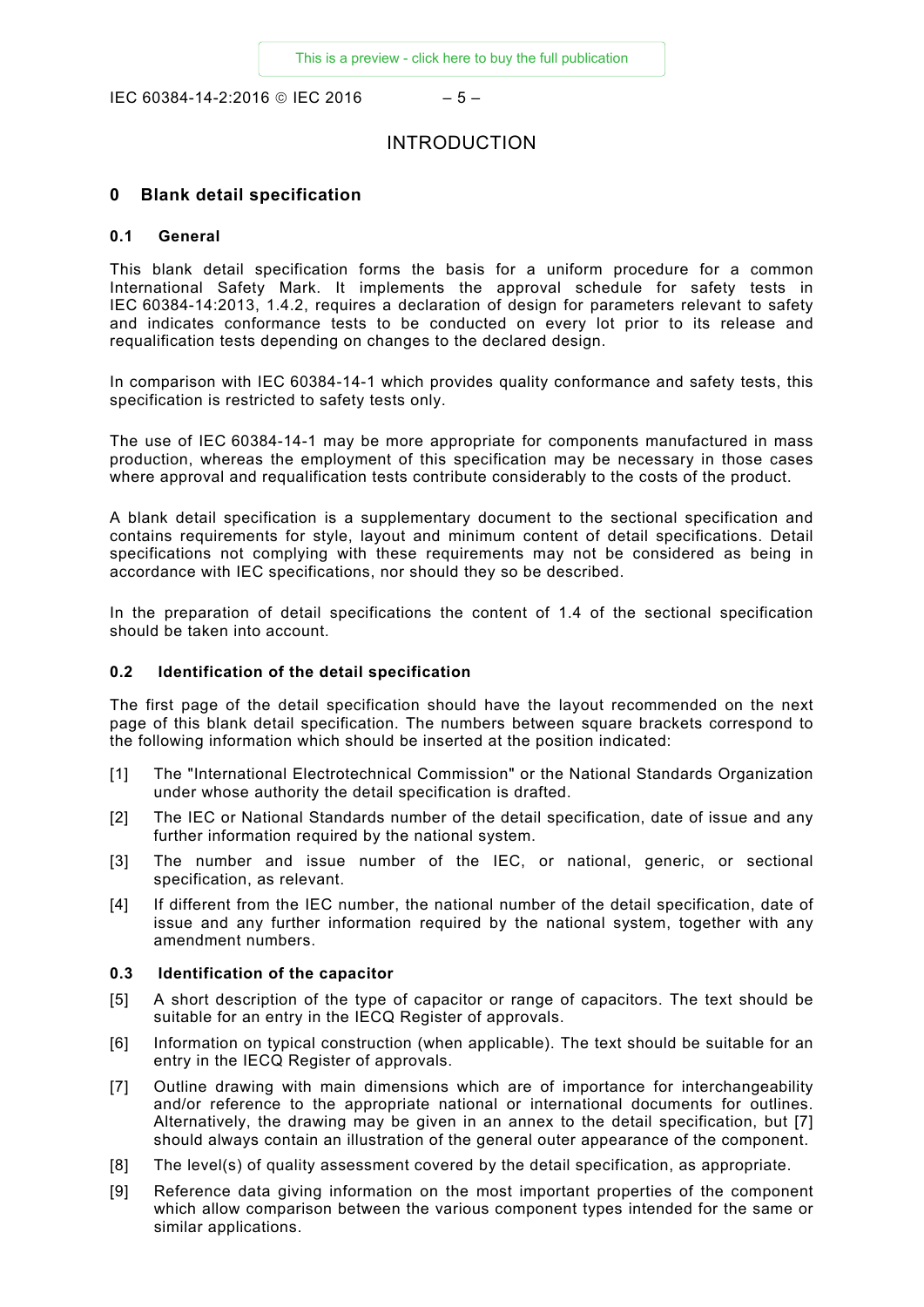# INTRODUCTION

## 0 Blank detail specification

### 0.1 General

This blank detail specification forms the basis for a uniform procedure for a common International Safety Mark. It implements the approval schedule for safety tests in IEC 60384-14:2013, 1.4.2, requires a declaration of design for parameters relevant to safety and indicates conformance tests to be conducted on every lot prior to its release and requalification tests depending on changes to the declared design.

In comparison with IEC 60384-14-1 which provides quality conformance and safety tests, this specification is restricted to safety tests only.

The use of IEC 60384-14-1 may be more appropriate for components manufactured in mass production, whereas the employment of this specification may be necessary in those cases where approval and requalification tests contribute considerably to the costs of the product.

A blank detail specification is a supplementary document to the sectional specification and contains requirements for style, layout and minimum content of detail specifications. Detail specifications not complying with these requirements may not be considered as being in accordance with IEC specifications, nor should they so be described.

In the preparation of detail specifications the content of 1.4 of the sectional specification should be taken into account.

### 0.2 Identification of the detail specification

The first page of the detail specification should have the layout recommended on the next page of this blank detail specification. The numbers between square brackets correspond to the following information which should be inserted at the position indicated:

- [1] The "International Electrotechnical Commission" or the National Standards Organization under whose authority the detail specification is drafted.
- [2] The IEC or National Standards number of the detail specification, date of issue and any further information required by the national system.
- [3] The number and issue number of the IEC, or national, generic, or sectional specification, as relevant.
- [4] If different from the IEC number, the national number of the detail specification, date of issue and any further information required by the national system, together with any amendment numbers.

### 0.3 Identification of the capacitor

- [5] A short description of the type of capacitor or range of capacitors. The text should be suitable for an entry in the IECQ Register of approvals.
- [6] Information on typical construction (when applicable). The text should be suitable for an entry in the IECQ Register of approvals.
- [7] Outline drawing with main dimensions which are of importance for interchangeability and/or reference to the appropriate national or international documents for outlines. Alternatively, the drawing may be given in an annex to the detail specification, but [7] should always contain an illustration of the general outer appearance of the component.
- [8] The level(s) of quality assessment covered by the detail specification, as appropriate.
- [9] Reference data giving information on the most important properties of the component which allow comparison between the various component types intended for the same or similar applications.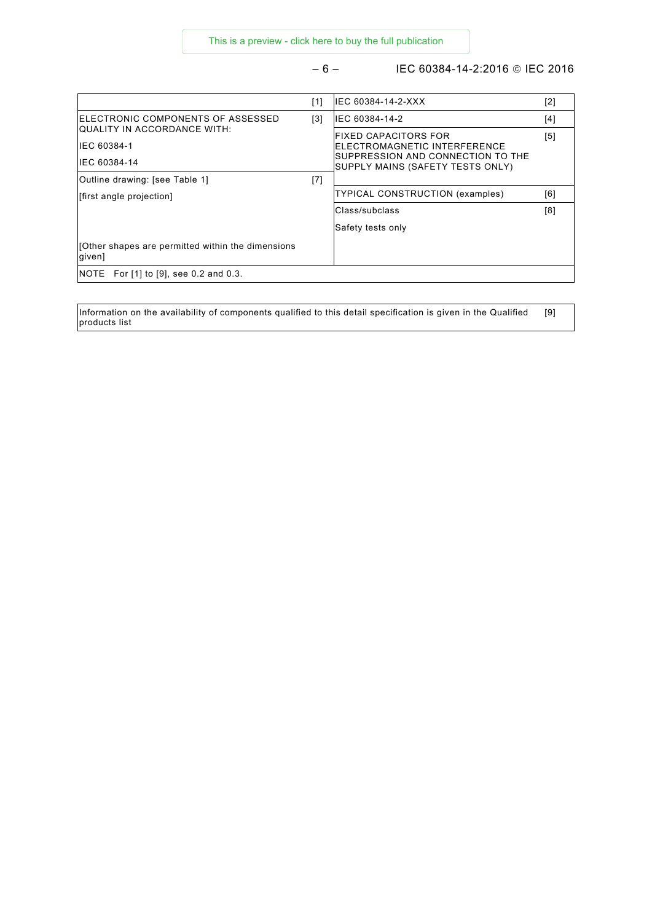| | | | |
|---|---|---|---|
| | [1] | IEC 60384-14-2-XXX | [2] |
| ELECTRONIC COMPONENTS OF ASSESSED QUALITY IN ACCORDANCE WITH:<br><br>IEC 60384-1<br><br>IEC 60384-14 | [3] | IEC 60384-14-2 | [4] |
| | | FIXED CAPACITORS FOR ELECTROMAGNETIC INTERFERENCE SUPPRESSION AND CONNECTION TO THE SUPPLY MAINS (SAFETY TESTS ONLY) | [5] |
| Outline drawing: [see Table 1]<br><br>[first angle projection]<br><br><br><br>[Other shapes are permitted within the dimensions given] | [7] | TYPICAL CONSTRUCTION (examples) | [6] |
| | | Class/subclass<br><br>Safety tests only | [8] |
| NOTE For [1] to [9], see 0.2 and 0.3. | | | |

| | |
|---|---|
| Information on the availability of components qualified to this detail specification is given in the Qualified products list | [9] |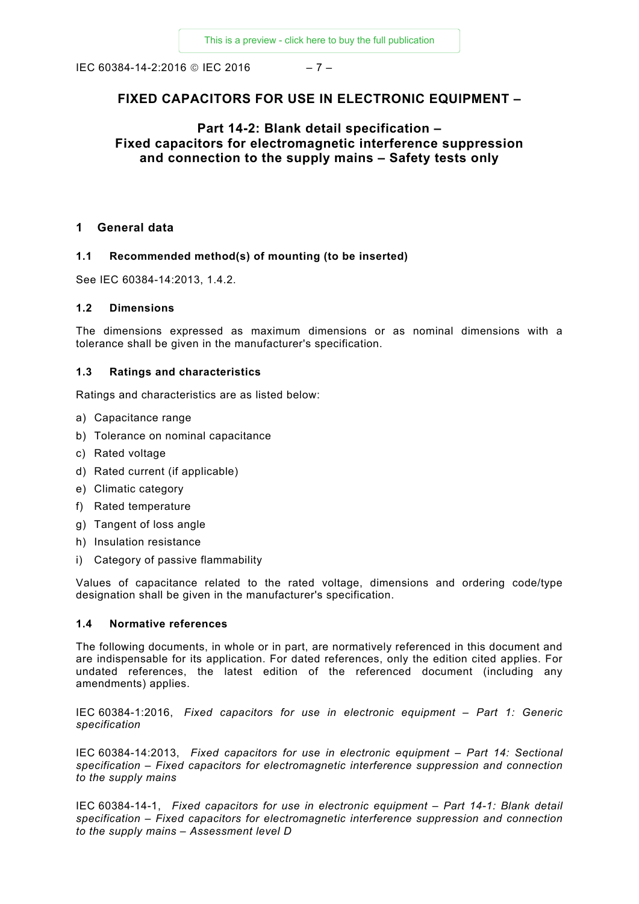# FIXED CAPACITORS FOR USE IN ELECTRONIC EQUIPMENT –

## Part 14-2: Blank detail specification – Fixed capacitors for electromagnetic interference suppression and connection to the supply mains – Safety tests only

## 1 General data

### 1.1 Recommended method(s) of mounting (to be inserted)

See IEC 60384-14:2013, 1.4.2.

### 1.2 Dimensions

The dimensions expressed as maximum dimensions or as nominal dimensions with a tolerance shall be given in the manufacturer's specification.

### 1.3 Ratings and characteristics

Ratings and characteristics are as listed below:

a) Capacitance range

b) Tolerance on nominal capacitance

c) Rated voltage

d) Rated current (if applicable)

e) Climatic category

f) Rated temperature

g) Tangent of loss angle

h) Insulation resistance

i) Category of passive flammability

Values of capacitance related to the rated voltage, dimensions and ordering code/type designation shall be given in the manufacturer's specification.

### 1.4 Normative references

The following documents, in whole or in part, are normatively referenced in this document and are indispensable for its application. For dated references, only the edition cited applies. For undated references, the latest edition of the referenced document (including any amendments) applies.

IEC 60384-1:2016, *Fixed capacitors for use in electronic equipment – Part 1: Generic specification*

IEC 60384-14:2013, *Fixed capacitors for use in electronic equipment – Part 14: Sectional specification – Fixed capacitors for electromagnetic interference suppression and connection to the supply mains*

IEC 60384-14-1, *Fixed capacitors for use in electronic equipment – Part 14-1: Blank detail specification – Fixed capacitors for electromagnetic interference suppression and connection to the supply mains – Assessment level D*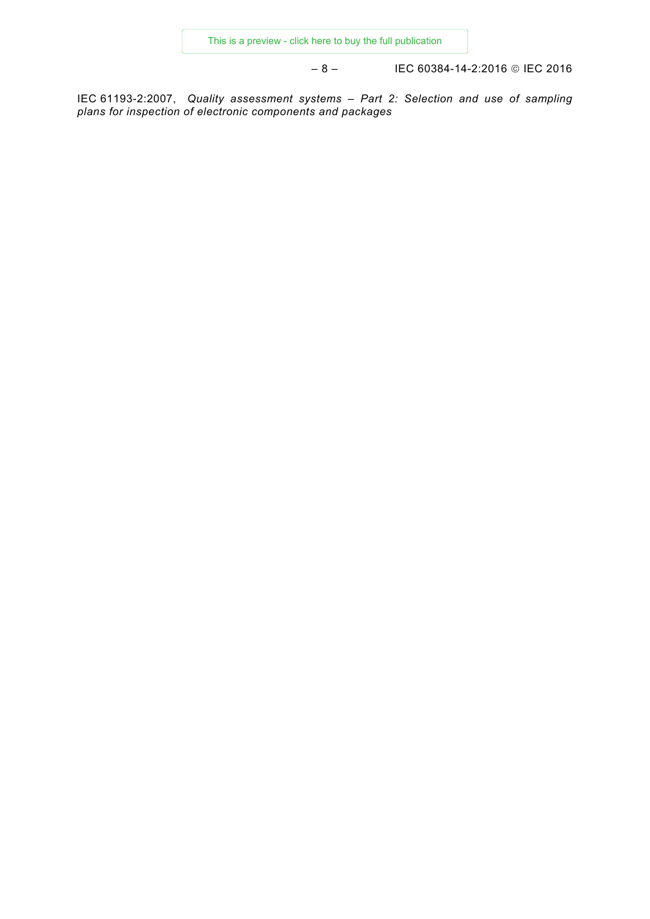IEC 61193-2:2007, *Quality assessment systems – Part 2: Selection and use of sampling plans for inspection of electronic components and packages*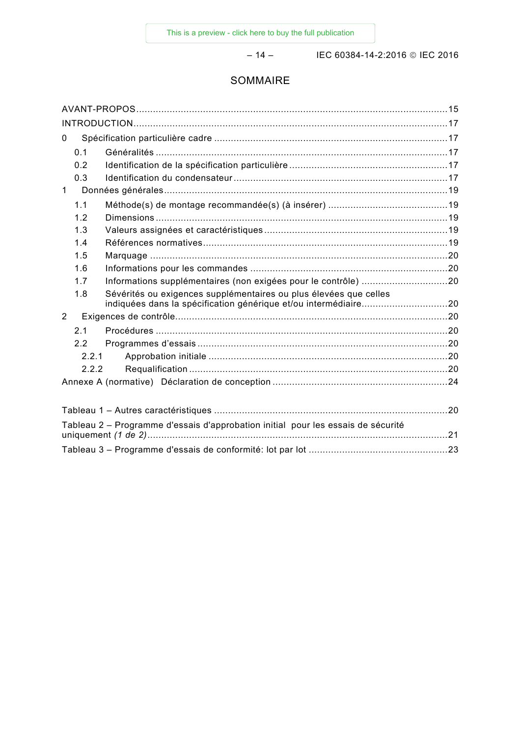# SOMMAIRE

AVANT-PROPOS ... 15
INTRODUCTION ... 17
0 Spécification particulière cadre ... 17
  0.1 Généralités ... 17
  0.2 Identification de la spécification particulière ... 17
  0.3 Identification du condensateur ... 17
1 Données générales ... 19
  1.1 Méthode(s) de montage recommandée(s) (à insérer) ... 19
  1.2 Dimensions ... 19
  1.3 Valeurs assignées et caractéristiques ... 19
  1.4 Références normatives ... 19
  1.5 Marquage ... 20
  1.6 Informations pour les commandes ... 20
  1.7 Informations supplémentaires (non exigées pour le contrôle) ... 20
  1.8 Sévérités ou exigences supplémentaires ou plus élevées que celles indiquées dans la spécification générique et/ou intermédiaire ... 20
2 Exigences de contrôle ... 20
  2.1 Procédures ... 20
  2.2 Programmes d'essais ... 20
    2.2.1 Approbation initiale ... 20
    2.2.2 Requalification ... 20
Annexe A (normative) Déclaration de conception ... 24

Tableau 1 – Autres caractéristiques ... 20
Tableau 2 – Programme d'essais d'approbation initial pour les essais de sécurité uniquement *(1 de 2)* ... 21
Tableau 3 – Programme d'essais de conformité: lot par lot ... 23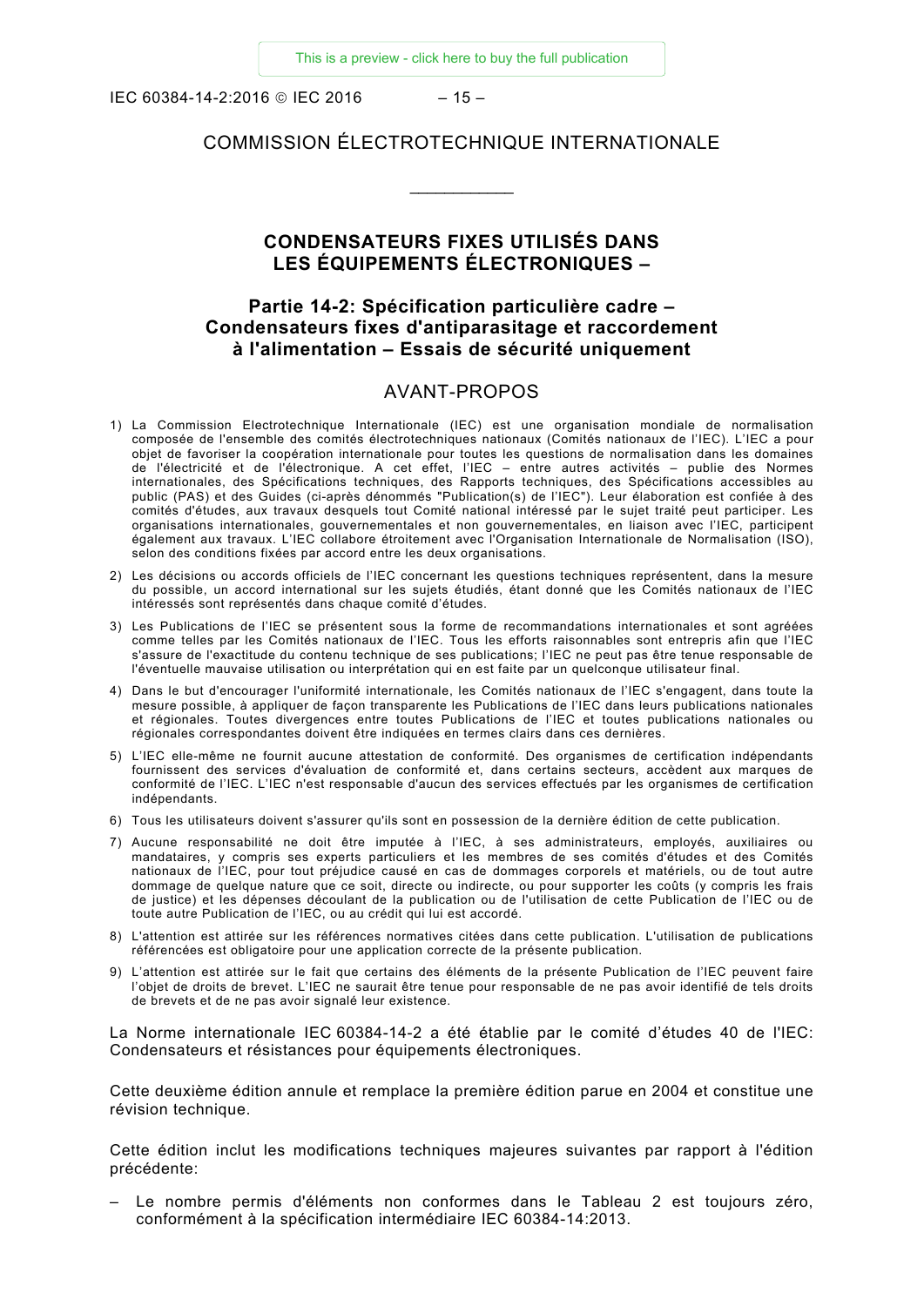COMMISSION ÉLECTROTECHNIQUE INTERNATIONALE

___________

# CONDENSATEURS FIXES UTILISÉS DANS LES ÉQUIPEMENTS ÉLECTRONIQUES –

## Partie 14-2: Spécification particulière cadre – Condensateurs fixes d'antiparasitage et raccordement à l'alimentation – Essais de sécurité uniquement

## AVANT-PROPOS

1) La Commission Electrotechnique Internationale (IEC) est une organisation mondiale de normalisation composée de l'ensemble des comités électrotechniques nationaux (Comités nationaux de l'IEC). L'IEC a pour objet de favoriser la coopération internationale pour toutes les questions de normalisation dans les domaines de l'électricité et de l'électronique. A cet effet, l'IEC – entre autres activités – publie des Normes internationales, des Spécifications techniques, des Rapports techniques, des Spécifications accessibles au public (PAS) et des Guides (ci-après dénommés "Publication(s) de l'IEC"). Leur élaboration est confiée à des comités d'études, aux travaux desquels tout Comité national intéressé par le sujet traité peut participer. Les organisations internationales, gouvernementales et non gouvernementales, en liaison avec l'IEC, participent également aux travaux. L'IEC collabore étroitement avec l'Organisation Internationale de Normalisation (ISO), selon des conditions fixées par accord entre les deux organisations.

2) Les décisions ou accords officiels de l'IEC concernant les questions techniques représentent, dans la mesure du possible, un accord international sur les sujets étudiés, étant donné que les Comités nationaux de l'IEC intéressés sont représentés dans chaque comité d'études.

3) Les Publications de l'IEC se présentent sous la forme de recommandations internationales et sont agréées comme telles par les Comités nationaux de l'IEC. Tous les efforts raisonnables sont entrepris afin que l'IEC s'assure de l'exactitude du contenu technique de ses publications; l'IEC ne peut pas être tenue responsable de l'éventuelle mauvaise utilisation ou interprétation qui en est faite par un quelconque utilisateur final.

4) Dans le but d'encourager l'uniformité internationale, les Comités nationaux de l'IEC s'engagent, dans toute la mesure possible, à appliquer de façon transparente les Publications de l'IEC dans leurs publications nationales et régionales. Toutes divergences entre toutes Publications de l'IEC et toutes publications nationales ou régionales correspondantes doivent être indiquées en termes clairs dans ces dernières.

5) L'IEC elle-même ne fournit aucune attestation de conformité. Des organismes de certification indépendants fournissent des services d'évaluation de conformité et, dans certains secteurs, accèdent aux marques de conformité de l'IEC. L'IEC n'est responsable d'aucun des services effectués par les organismes de certification indépendants.

6) Tous les utilisateurs doivent s'assurer qu'ils sont en possession de la dernière édition de cette publication.

7) Aucune responsabilité ne doit être imputée à l'IEC, à ses administrateurs, employés, auxiliaires ou mandataires, y compris ses experts particuliers et les membres de ses comités d'études et des Comités nationaux de l'IEC, pour tout préjudice causé en cas de dommages corporels et matériels, ou de tout autre dommage de quelque nature que ce soit, directe ou indirecte, ou pour supporter les coûts (y compris les frais de justice) et les dépenses découlant de la publication ou de l'utilisation de cette Publication de l'IEC ou de toute autre Publication de l'IEC, ou au crédit qui lui est accordé.

8) L'attention est attirée sur les références normatives citées dans cette publication. L'utilisation de publications référencées est obligatoire pour une application correcte de la présente publication.

9) L'attention est attirée sur le fait que certains des éléments de la présente Publication de l'IEC peuvent faire l'objet de droits de brevet. L'IEC ne saurait être tenue pour responsable de ne pas avoir identifié de tels droits de brevets et de ne pas avoir signalé leur existence.

La Norme internationale IEC 60384-14-2 a été établie par le comité d'études 40 de l'IEC: Condensateurs et résistances pour équipements électroniques.

Cette deuxième édition annule et remplace la première édition parue en 2004 et constitue une révision technique.

Cette édition inclut les modifications techniques majeures suivantes par rapport à l'édition précédente:

– Le nombre permis d'éléments non conformes dans le Tableau 2 est toujours zéro, conformément à la spécification intermédiaire IEC 60384-14:2013.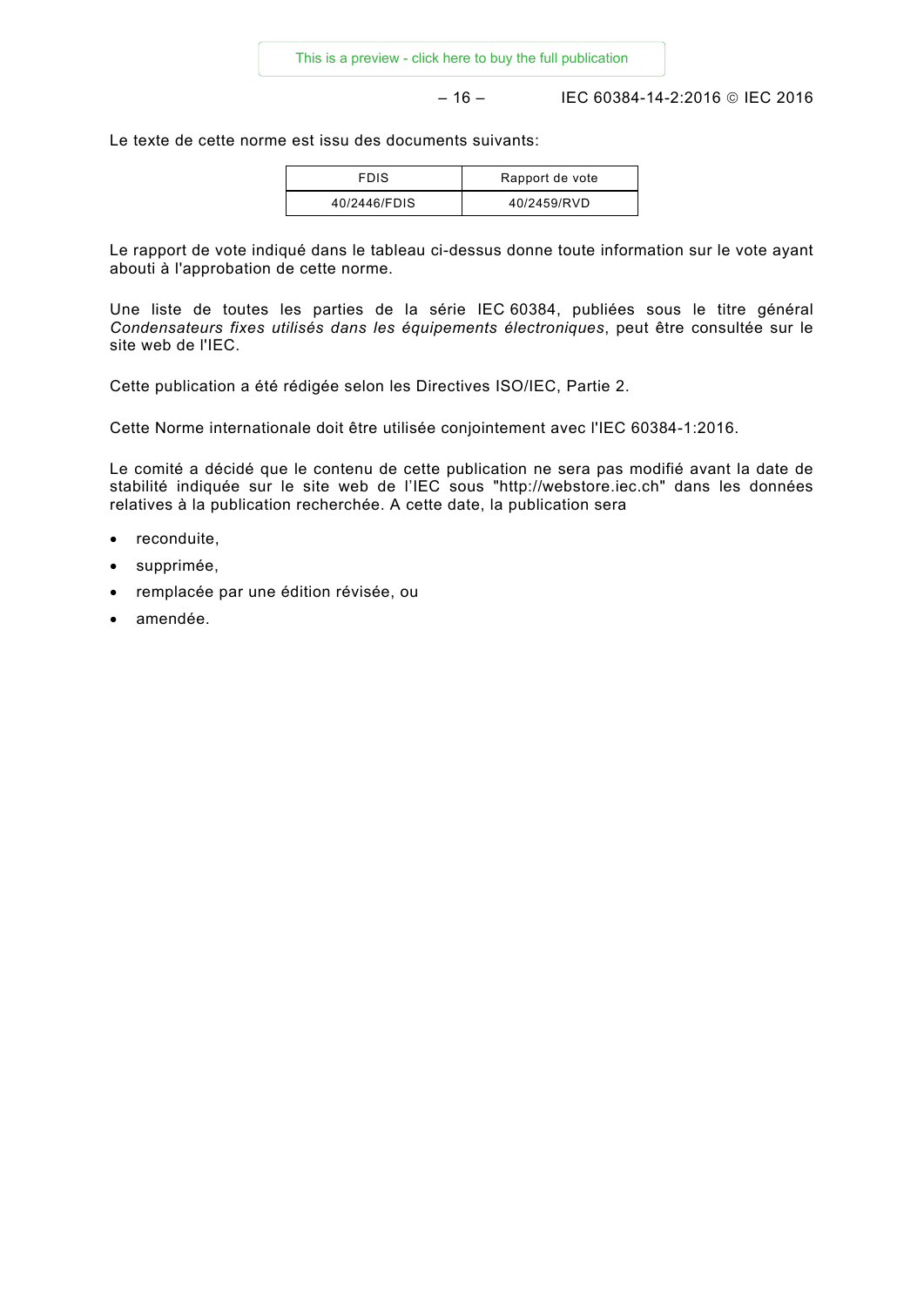Le texte de cette norme est issu des documents suivants:

| FDIS | Rapport de vote |
| --- | --- |
| 40/2446/FDIS | 40/2459/RVD |

Le rapport de vote indiqué dans le tableau ci-dessus donne toute information sur le vote ayant abouti à l'approbation de cette norme.

Une liste de toutes les parties de la série IEC 60384, publiées sous le titre général *Condensateurs fixes utilisés dans les équipements électroniques*, peut être consultée sur le site web de l'IEC.

Cette publication a été rédigée selon les Directives ISO/IEC, Partie 2.

Cette Norme internationale doit être utilisée conjointement avec l'IEC 60384-1:2016.

Le comité a décidé que le contenu de cette publication ne sera pas modifié avant la date de stabilité indiquée sur le site web de l'IEC sous "http://webstore.iec.ch" dans les données relatives à la publication recherchée. A cette date, la publication sera

- reconduite,
- supprimée,
- remplacée par une édition révisée, ou
- amendée.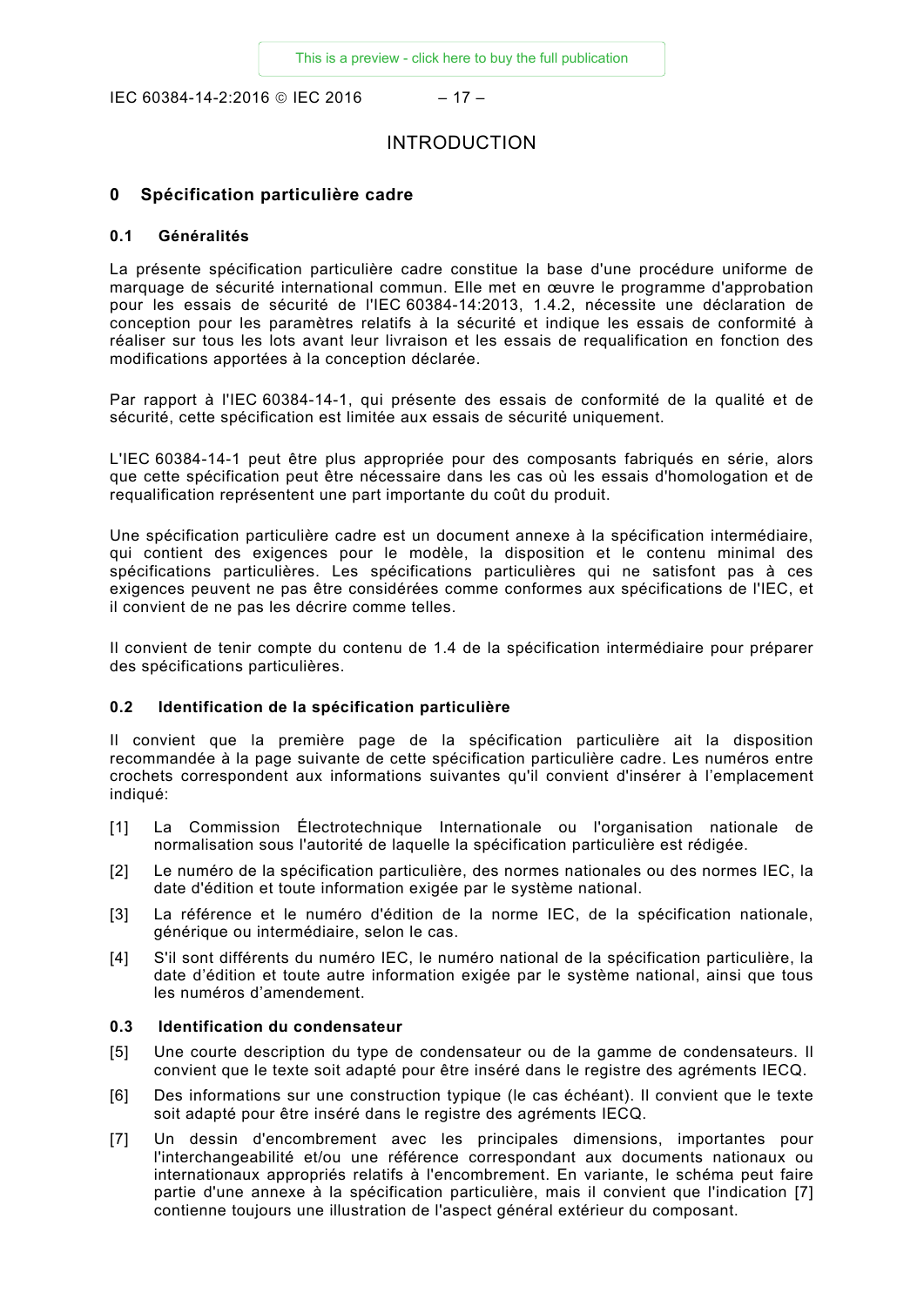# INTRODUCTION

## 0 Spécification particulière cadre

### 0.1 Généralités

La présente spécification particulière cadre constitue la base d'une procédure uniforme de marquage de sécurité international commun. Elle met en œuvre le programme d'approbation pour les essais de sécurité de l'IEC 60384-14:2013, 1.4.2, nécessite une déclaration de conception pour les paramètres relatifs à la sécurité et indique les essais de conformité à réaliser sur tous les lots avant leur livraison et les essais de requalification en fonction des modifications apportées à la conception déclarée.

Par rapport à l'IEC 60384-14-1, qui présente des essais de conformité de la qualité et de sécurité, cette spécification est limitée aux essais de sécurité uniquement.

L'IEC 60384-14-1 peut être plus appropriée pour des composants fabriqués en série, alors que cette spécification peut être nécessaire dans les cas où les essais d'homologation et de requalification représentent une part importante du coût du produit.

Une spécification particulière cadre est un document annexe à la spécification intermédiaire, qui contient des exigences pour le modèle, la disposition et le contenu minimal des spécifications particulières. Les spécifications particulières qui ne satisfont pas à ces exigences peuvent ne pas être considérées comme conformes aux spécifications de l'IEC, et il convient de ne pas les décrire comme telles.

Il convient de tenir compte du contenu de 1.4 de la spécification intermédiaire pour préparer des spécifications particulières.

### 0.2 Identification de la spécification particulière

Il convient que la première page de la spécification particulière ait la disposition recommandée à la page suivante de cette spécification particulière cadre. Les numéros entre crochets correspondent aux informations suivantes qu'il convient d'insérer à l'emplacement indiqué:

[1] La Commission Électrotechnique Internationale ou l'organisation nationale de normalisation sous l'autorité de laquelle la spécification particulière est rédigée.

[2] Le numéro de la spécification particulière, des normes nationales ou des normes IEC, la date d'édition et toute information exigée par le système national.

[3] La référence et le numéro d'édition de la norme IEC, de la spécification nationale, générique ou intermédiaire, selon le cas.

[4] S'il sont différents du numéro IEC, le numéro national de la spécification particulière, la date d'édition et toute autre information exigée par le système national, ainsi que tous les numéros d'amendement.

### 0.3 Identification du condensateur

[5] Une courte description du type de condensateur ou de la gamme de condensateurs. Il convient que le texte soit adapté pour être inséré dans le registre des agréments IECQ.

[6] Des informations sur une construction typique (le cas échéant). Il convient que le texte soit adapté pour être inséré dans le registre des agréments IECQ.

[7] Un dessin d'encombrement avec les principales dimensions, importantes pour l'interchangeabilité et/ou une référence correspondant aux documents nationaux ou internationaux appropriés relatifs à l'encombrement. En variante, le schéma peut faire partie d'une annexe à la spécification particulière, mais il convient que l'indication [7] contienne toujours une illustration de l'aspect général extérieur du composant.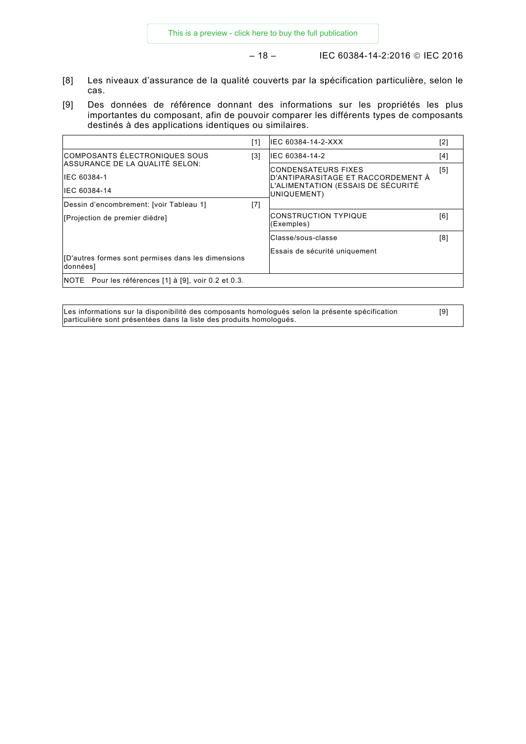[8] Les niveaux d'assurance de la qualité couverts par la spécification particulière, selon le cas.

[9] Des données de référence donnant des informations sur les propriétés les plus importantes du composant, afin de pouvoir comparer les différents types de composants destinés à des applications identiques ou similaires.

| | | | |
|---|---|---|---|
| | [1] | IEC 60384-14-2-XXX | [2] |
| COMPOSANTS ÉLECTRONIQUES SOUS ASSURANCE DE LA QUALITÉ SELON:<br>IEC 60384-1<br>IEC 60384-14 | [3] | IEC 60384-14-2 | [4] |
| | | CONDENSATEURS FIXES D'ANTIPARASITAGE ET RACCORDEMENT À L'ALIMENTATION (ESSAIS DE SÉCURITÉ UNIQUEMENT) | [5] |
| Dessin d'encombrement: [voir Tableau 1]<br>[Projection de premier dièdre]<br><br>[D'autres formes sont permises dans les dimensions données] | [7] | CONSTRUCTION TYPIQUE (Exemples) | [6] |
| | | Classe/sous-classe<br>Essais de sécurité uniquement | [8] |
| NOTE Pour les références [1] à [9], voir 0.2 et 0.3. | | | |

| | |
|---|---|
| Les informations sur la disponibilité des composants homologués selon la présente spécification particulière sont présentées dans la liste des produits homologués. | [9] |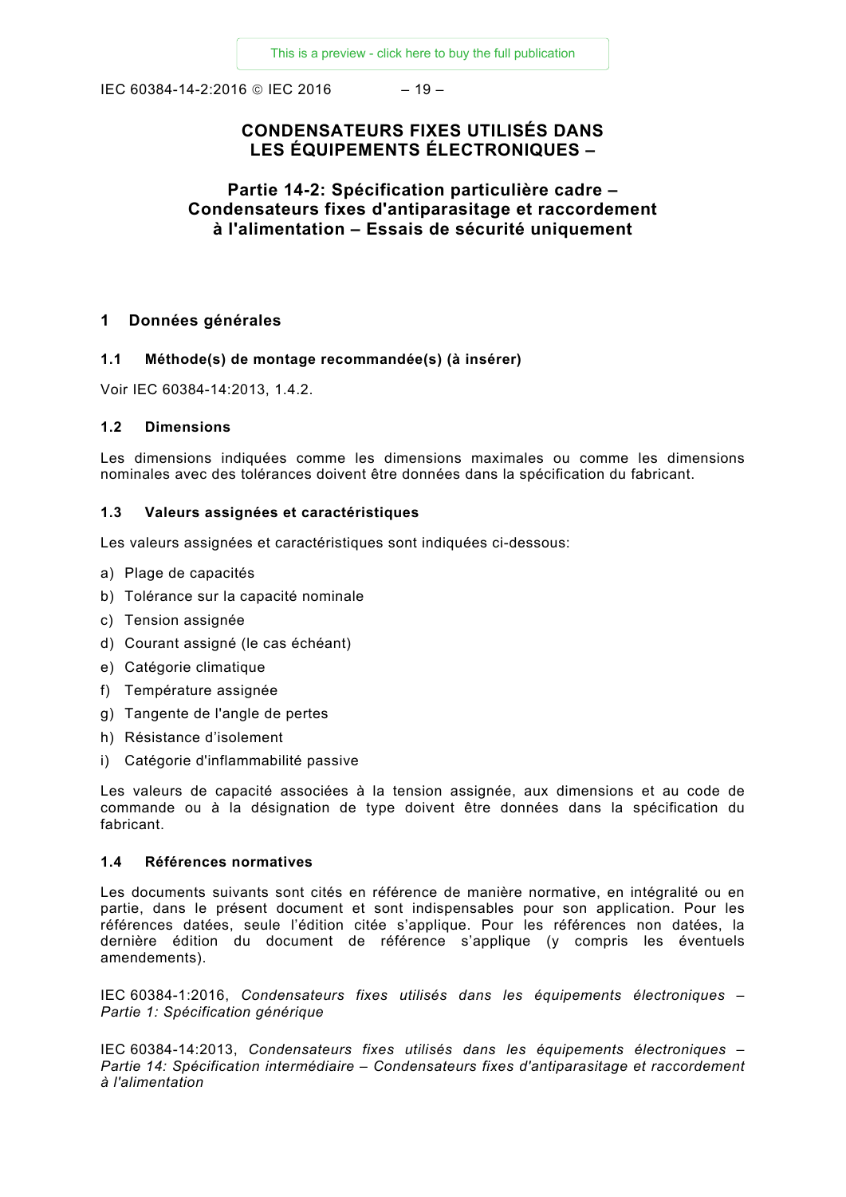# CONDENSATEURS FIXES UTILISÉS DANS LES ÉQUIPEMENTS ÉLECTRONIQUES –

## Partie 14-2: Spécification particulière cadre – Condensateurs fixes d'antiparasitage et raccordement à l'alimentation – Essais de sécurité uniquement

## 1 Données générales

### 1.1 Méthode(s) de montage recommandée(s) (à insérer)

Voir IEC 60384-14:2013, 1.4.2.

### 1.2 Dimensions

Les dimensions indiquées comme les dimensions maximales ou comme les dimensions nominales avec des tolérances doivent être données dans la spécification du fabricant.

### 1.3 Valeurs assignées et caractéristiques

Les valeurs assignées et caractéristiques sont indiquées ci-dessous:

a) Plage de capacités
b) Tolérance sur la capacité nominale
c) Tension assignée
d) Courant assigné (le cas échéant)
e) Catégorie climatique
f) Température assignée
g) Tangente de l'angle de pertes
h) Résistance d'isolement
i) Catégorie d'inflammabilité passive

Les valeurs de capacité associées à la tension assignée, aux dimensions et au code de commande ou à la désignation de type doivent être données dans la spécification du fabricant.

### 1.4 Références normatives

Les documents suivants sont cités en référence de manière normative, en intégralité ou en partie, dans le présent document et sont indispensables pour son application. Pour les références datées, seule l'édition citée s'applique. Pour les références non datées, la dernière édition du document de référence s'applique (y compris les éventuels amendements).

IEC 60384-1:2016, *Condensateurs fixes utilisés dans les équipements électroniques – Partie 1: Spécification générique*

IEC 60384-14:2013, *Condensateurs fixes utilisés dans les équipements électroniques – Partie 14: Spécification intermédiaire – Condensateurs fixes d'antiparasitage et raccordement à l'alimentation*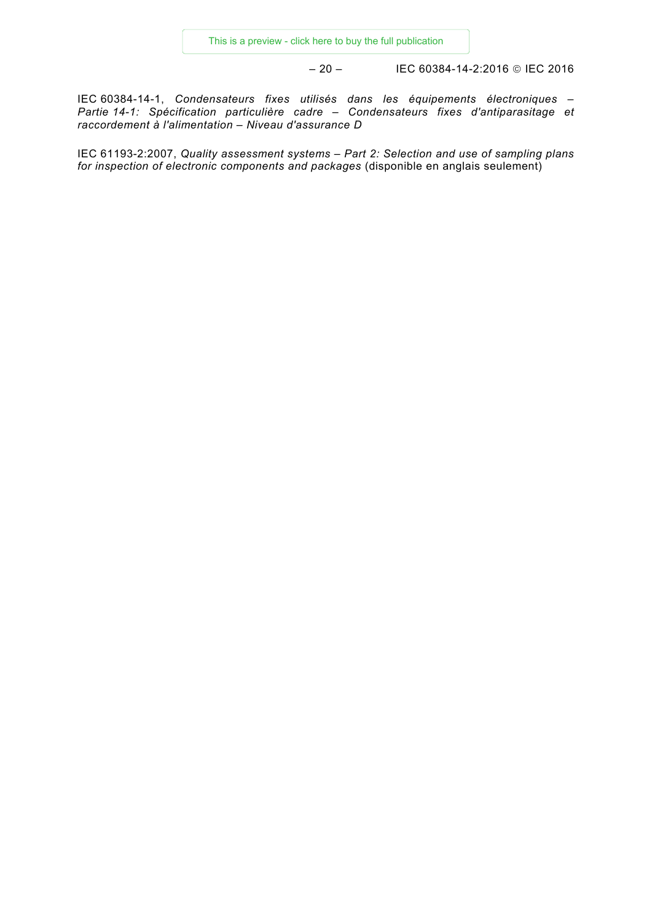IEC 60384-14-1, *Condensateurs fixes utilisés dans les équipements électroniques – Partie 14-1: Spécification particulière cadre – Condensateurs fixes d'antiparasitage et raccordement à l'alimentation – Niveau d'assurance D*

IEC 61193-2:2007, *Quality assessment systems – Part 2: Selection and use of sampling plans for inspection of electronic components and packages* (disponible en anglais seulement)